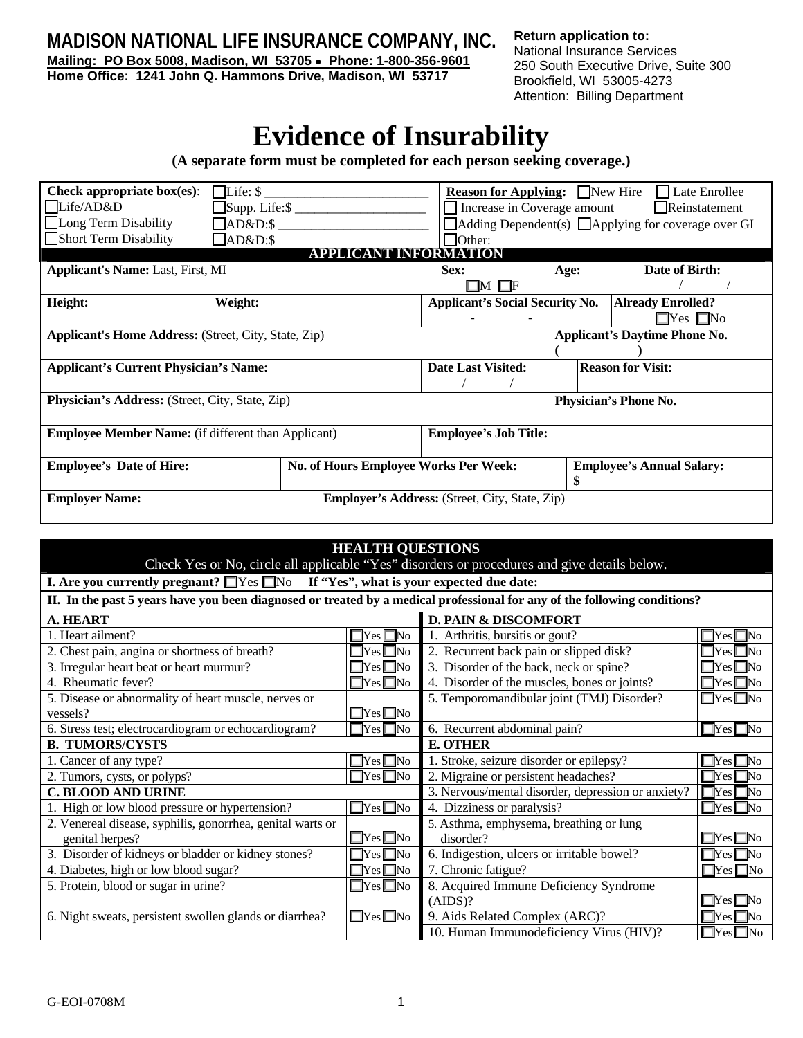# MADISON NATIONAL LIFE INSURANCE COMPANY, INC.

**Mailing: PO Box 5008, Madison, WI 53705 • Phone: 1-800-356-9601**
**Home Office: 1241 John Q. Hammons Drive, Madison, WI 53717**

**Return application to:**
National Insurance Services
250 South Executive Drive, Suite 300
Brookfield, WI 53005-4273
Attention: Billing Department

# Evidence of Insurability

**(A separate form must be completed for each person seeking coverage.)**

| **Check appropriate box(es)**: | ☐Life: $ ____________ | **Reason for Applying:** ☐New Hire ☐ Late Enrollee |
|---|---|---|
| ☐Life/AD&D | ☐Supp. Life:$ ____________ | ☐ Increase in Coverage amount ☐Reinstatement |
| ☐Long Term Disability | ☐AD&D:$ ____________ | ☐Adding Dependent(s) ☐Applying for coverage over GI |
| ☐Short Term Disability | ☐AD&D:$ | ☐Other: |

## APPLICANT INFORMATION

| **Applicant's Name:** Last, First, MI | **Sex:** ☐M ☐F | **Age:** | **Date of Birth:** / / |
|---|---|---|---|
| **Height:** | **Weight:** | **Applicant's Social Security No.** - - | **Already Enrolled?** ☐Yes ☐No |
| **Applicant's Home Address:** (Street, City, State, Zip) | | **Applicant's Daytime Phone No.** ( ) | |
| **Applicant's Current Physician's Name:** | **Date Last Visited:** / / | **Reason for Visit:** | |
| **Physician's Address:** (Street, City, State, Zip) | | **Physician's Phone No.** | |
| **Employee Member Name:** (if different than Applicant) | **Employee's Job Title:** | | |
| **Employee's Date of Hire:** | **No. of Hours Employee Works Per Week:** | **Employee's Annual Salary:** $ | |
| **Employer Name:** | **Employer's Address:** (Street, City, State, Zip) | | |

## HEALTH QUESTIONS

Check Yes or No, circle all applicable "Yes" disorders or procedures and give details below.

**I. Are you currently pregnant?** ☐Yes ☐No **If "Yes", what is your expected due date:**

**II. In the past 5 years have you been diagnosed or treated by a medical professional for any of the following conditions?**

| **A. HEART** | | **D. PAIN & DISCOMFORT** | |
|---|---|---|---|
| 1. Heart ailment? | ☐Yes ☐No | 1. Arthritis, bursitis or gout? | ☐Yes ☐No |
| 2. Chest pain, angina or shortness of breath? | ☐Yes ☐No | 2. Recurrent back pain or slipped disk? | ☐Yes ☐No |
| 3. Irregular heart beat or heart murmur? | ☐Yes ☐No | 3. Disorder of the back, neck or spine? | ☐Yes ☐No |
| 4. Rheumatic fever? | ☐Yes ☐No | 4. Disorder of the muscles, bones or joints? | ☐Yes ☐No |
| 5. Disease or abnormality of heart muscle, nerves or vessels? | ☐Yes ☐No | 5. Temporomandibular joint (TMJ) Disorder? | ☐Yes ☐No |
| 6. Stress test; electrocardiogram or echocardiogram? | ☐Yes ☐No | 6. Recurrent abdominal pain? | ☐Yes ☐No |
| **B. TUMORS/CYSTS** | | **E. OTHER** | |
| 1. Cancer of any type? | ☐Yes ☐No | 1. Stroke, seizure disorder or epilepsy? | ☐Yes ☐No |
| 2. Tumors, cysts, or polyps? | ☐Yes ☐No | 2. Migraine or persistent headaches? | ☐Yes ☐No |
| **C. BLOOD AND URINE** | | 3. Nervous/mental disorder, depression or anxiety? | ☐Yes ☐No |
| 1. High or low blood pressure or hypertension? | ☐Yes ☐No | 4. Dizziness or paralysis? | ☐Yes ☐No |
| 2. Venereal disease, syphilis, gonorrhea, genital warts or genital herpes? | ☐Yes ☐No | 5. Asthma, emphysema, breathing or lung disorder? | ☐Yes ☐No |
| 3. Disorder of kidneys or bladder or kidney stones? | ☐Yes ☐No | 6. Indigestion, ulcers or irritable bowel? | ☐Yes ☐No |
| 4. Diabetes, high or low blood sugar? | ☐Yes ☐No | 7. Chronic fatigue? | ☐Yes ☐No |
| 5. Protein, blood or sugar in urine? | ☐Yes ☐No | 8. Acquired Immune Deficiency Syndrome (AIDS)? | ☐Yes ☐No |
| 6. Night sweats, persistent swollen glands or diarrhea? | ☐Yes ☐No | 9. Aids Related Complex (ARC)? | ☐Yes ☐No |
| | | 10. Human Immunodeficiency Virus (HIV)? | ☐Yes ☐No |

G-EOI-0708M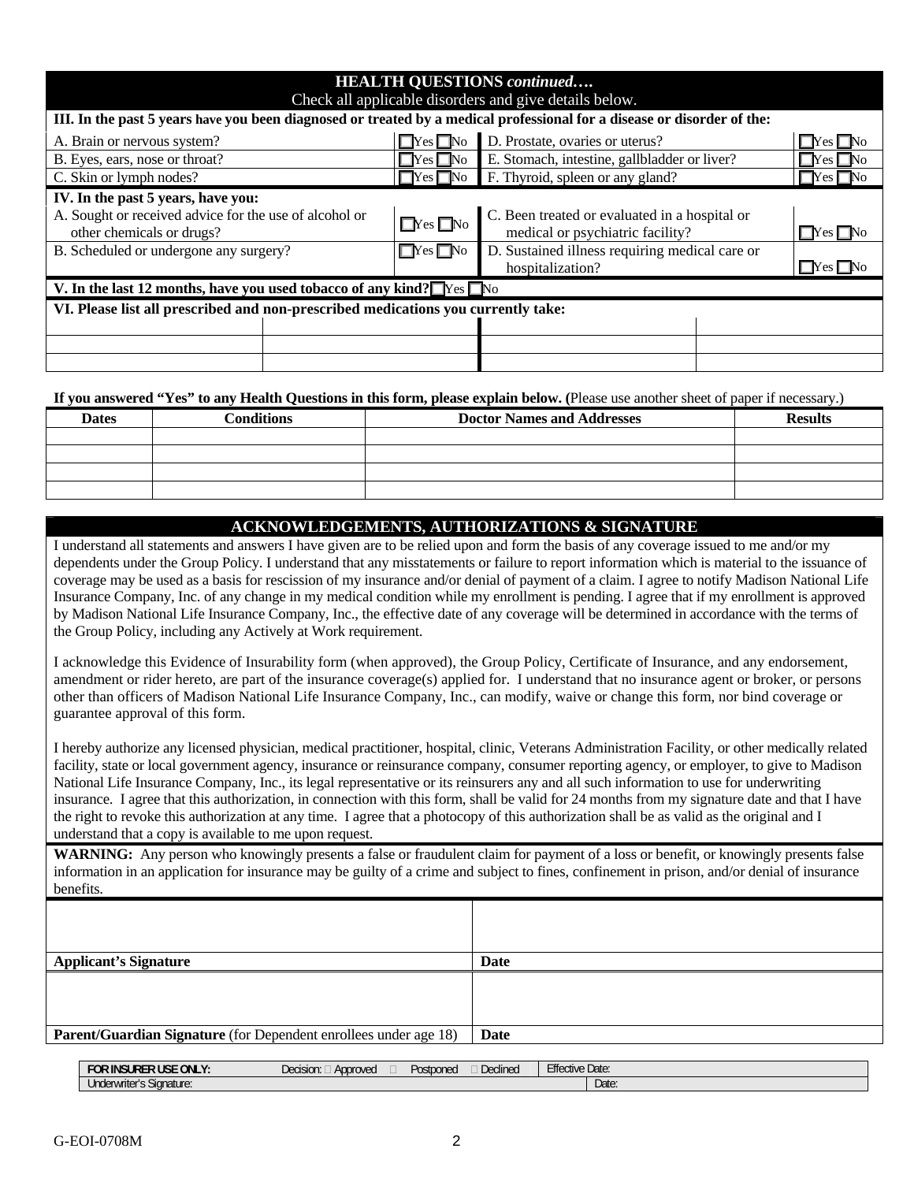## HEALTH QUESTIONS *continued….*

Check all applicable disorders and give details below.

**III. In the past 5 years have you been diagnosed or treated by a medical professional for a disease or disorder of the:**

| | | | |
|---|---|---|---|
| A. Brain or nervous system? | ☐Yes ☐No | D. Prostate, ovaries or uterus? | ☐Yes ☐No |
| B. Eyes, ears, nose or throat? | ☐Yes ☐No | E. Stomach, intestine, gallbladder or liver? | ☐Yes ☐No |
| C. Skin or lymph nodes? | ☐Yes ☐No | F. Thyroid, spleen or any gland? | ☐Yes ☐No |

**IV. In the past 5 years, have you:**

| | | | |
|---|---|---|---|
| A. Sought or received advice for the use of alcohol or other chemicals or drugs? | ☐Yes ☐No | C. Been treated or evaluated in a hospital or medical or psychiatric facility? | ☐Yes ☐No |
| B. Scheduled or undergone any surgery? | ☐Yes ☐No | D. Sustained illness requiring medical care or hospitalization? | ☐Yes ☐No |

**V. In the last 12 months, have you used tobacco of any kind?** ☐Yes ☐No

**VI. Please list all prescribed and non-prescribed medications you currently take:**

| | | | |
|---|---|---|---|
| | | | |
| | | | |
| | | | |

**If you answered "Yes" to any Health Questions in this form, please explain below.** (Please use another sheet of paper if necessary.)

| Dates | Conditions | Doctor Names and Addresses | Results |
|---|---|---|---|
| | | | |
| | | | |
| | | | |
| | | | |

## ACKNOWLEDGEMENTS, AUTHORIZATIONS & SIGNATURE

I understand all statements and answers I have given are to be relied upon and form the basis of any coverage issued to me and/or my dependents under the Group Policy. I understand that any misstatements or failure to report information which is material to the issuance of coverage may be used as a basis for rescission of my insurance and/or denial of payment of a claim. I agree to notify Madison National Life Insurance Company, Inc. of any change in my medical condition while my enrollment is pending. I agree that if my enrollment is approved by Madison National Life Insurance Company, Inc., the effective date of any coverage will be determined in accordance with the terms of the Group Policy, including any Actively at Work requirement.

I acknowledge this Evidence of Insurability form (when approved), the Group Policy, Certificate of Insurance, and any endorsement, amendment or rider hereto, are part of the insurance coverage(s) applied for. I understand that no insurance agent or broker, or persons other than officers of Madison National Life Insurance Company, Inc., can modify, waive or change this form, nor bind coverage or guarantee approval of this form.

I hereby authorize any licensed physician, medical practitioner, hospital, clinic, Veterans Administration Facility, or other medically related facility, state or local government agency, insurance or reinsurance company, consumer reporting agency, or employer, to give to Madison National Life Insurance Company, Inc., its legal representative or its reinsurers any and all such information to use for underwriting insurance. I agree that this authorization, in connection with this form, shall be valid for 24 months from my signature date and that I have the right to revoke this authorization at any time. I agree that a photocopy of this authorization shall be as valid as the original and I understand that a copy is available to me upon request.

**WARNING:** Any person who knowingly presents a false or fraudulent claim for payment of a loss or benefit, or knowingly presents false information in an application for insurance may be guilty of a crime and subject to fines, confinement in prison, and/or denial of insurance benefits.

| | |
|---|---|
| | |
| **Applicant's Signature** | **Date** |
| | |
| **Parent/Guardian Signature** (for Dependent enrollees under age 18) | **Date** |

| | | |
|---|---|---|
| **FOR INSURER USE ONLY:** Decision: ☐ Approved ☐ Postponed ☐ Declined | Effective Date: | |
| Underwriter's Signature: | | Date: |

G-EOI-0708M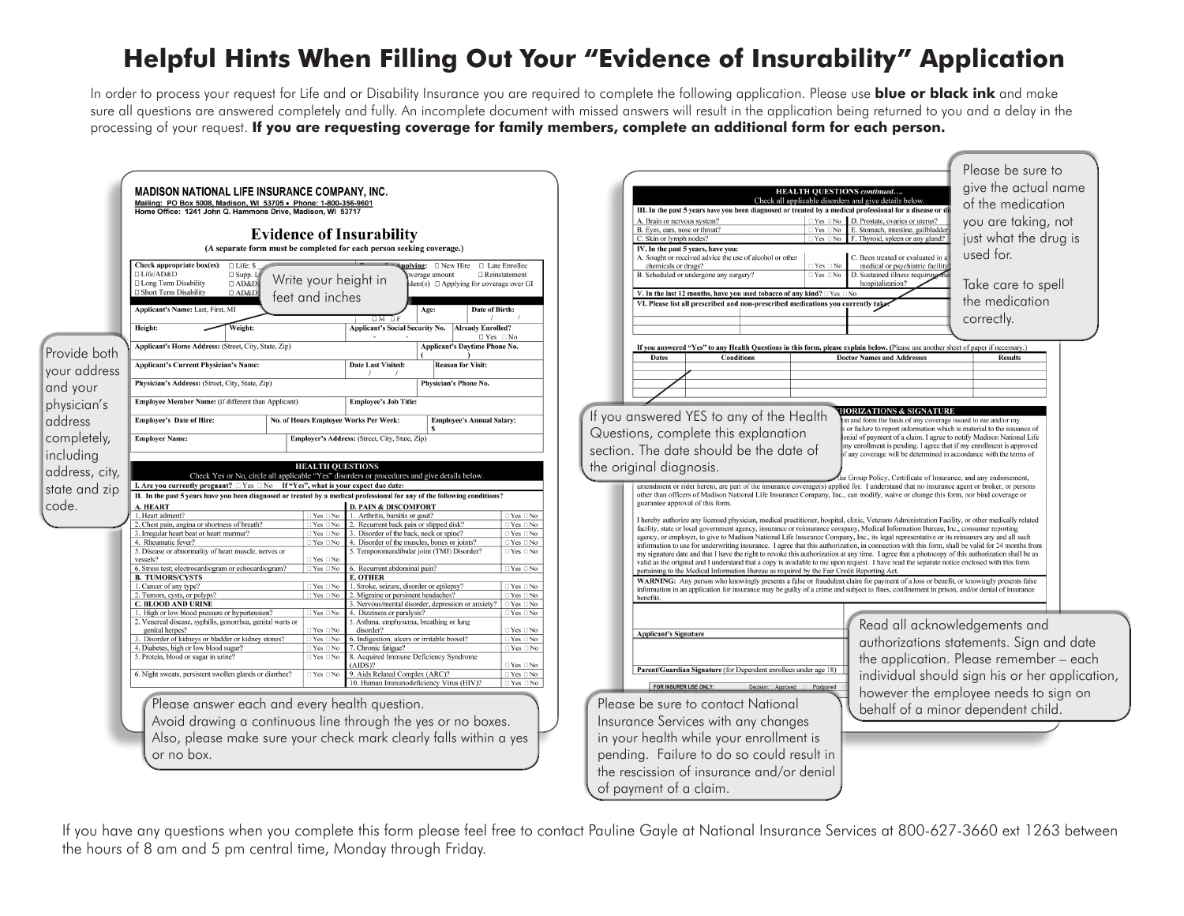# Helpful Hints When Filling Out Your "Evidence of Insurability" Application

In order to process your request for Life and or Disability Insurance you are required to complete the following application. Please use **blue or black ink** and make sure all questions are answered completely and fully. An incomplete document with missed answers will result in the application being returned to you and a delay in the processing of your request. **If you are requesting coverage for family members, complete an additional form for each person.**

**MADISON NATIONAL LIFE INSURANCE COMPANY, INC.**
Mailing: PO Box 5008, Madison, WI 53705 • Phone: 1-800-356-9601
Home Office: 1241 John Q. Hammons Drive, Madison, WI 53717

## Evidence of Insurability

(A separate form must be completed for each person seeking coverage.)

Check appropriate box(es): ☐ Life: $ ☐ Life/AD&D ☐ Supp. Life ☐ Long Term Disability ☐ AD&D ☐ Short Term Disability ☐ AD&D — Reason for Applying: ☐ New Hire ☐ Late Enrollee ☐ Coverage amount ☐ Reinstatement ☐ Dependent(s) ☐ Applying for coverage over GI

> Write your height in feet and inches

| | | | |
|---|---|---|---|
| Applicant's Name: Last, First, MI | | Age: ☐ M ☐ F | Date of Birth: / / |
| Height: | Weight: | Applicant's Social Security No. - - | Already Enrolled? ☐ Yes ☐ No |
| Applicant's Home Address: (Street, City, State, Zip) | | | Applicant's Daytime Phone No. ( ) |
| Applicant's Current Physician's Name: | | Date Last Visited: / / | Reason for Visit: |
| Physician's Address: (Street, City, State, Zip) | | | Physician's Phone No. |
| Employee Member Name: (if different than Applicant) | | Employee's Job Title: | |
| Employee's Date of Hire: | No. of Hours Employee Works Per Week: | | Employee's Annual Salary: $ |
| Employer Name: | Employer's Address: (Street, City, State, Zip) | | |

> Provide both your address and your physician's address completely, including address, city, state and zip code.

### HEALTH QUESTIONS

Check Yes or No, circle all applicable "Yes" disorders or procedures and give details below.

I. Are you currently pregnant? ☐ Yes ☐ No If "Yes", what is your expect due date:

II. In the past 5 years have you been diagnosed or treated by a medical professional for any of the following conditions?

| | | | |
|---|---|---|---|
| **A. HEART** | | **D. PAIN & DISCOMFORT** | |
| 1. Heart ailment? | ☐ Yes ☐ No | 1. Arthritis, bursitis or gout? | ☐ Yes ☐ No |
| 2. Chest pain, angina or shortness of breath? | ☐ Yes ☐ No | 2. Recurrent back pain or slipped disk? | ☐ Yes ☐ No |
| 3. Irregular heart beat or heart murmur? | ☐ Yes ☐ No | 3. Disorder of the back, neck or spine? | ☐ Yes ☐ No |
| 4. Rheumatic fever? | ☐ Yes ☐ No | 4. Disorder of the muscles, bones or joints? | ☐ Yes ☐ No |
| 5. Disease or abnormality of heart muscle, nerves or vessels? | ☐ Yes ☐ No | 5. Temporomandibular joint (TMJ) Disorder? | ☐ Yes ☐ No |
| 6. Stress test; electrocardiogram or echocardiogram? | ☐ Yes ☐ No | 6. Recurrent abdominal pain? | ☐ Yes ☐ No |
| **B. TUMORS/CYSTS** | | **E. OTHER** | |
| 1. Cancer of any type? | ☐ Yes ☐ No | 1. Stroke, seizure, disorder or epilepsy? | ☐ Yes ☐ No |
| 2. Tumors, cysts, or polyps? | ☐ Yes ☐ No | 2. Migraine or persistent headaches? | ☐ Yes ☐ No |
| **C. BLOOD AND URINE** | | 3. Nervous/mental disorder, depression or anxiety? | ☐ Yes ☐ No |
| 1. High or low blood pressure or hypertension? | ☐ Yes ☐ No | 4. Dizziness or paralysis? | ☐ Yes ☐ No |
| 2. Venereal disease, syphilis, gonorrhea, genital warts or genital herpes? | ☐ Yes ☐ No | 5. Asthma, emphysema, breathing or lung disorder? | ☐ Yes ☐ No |
| 3. Disorder of kidneys or bladder or kidney stones? | ☐ Yes ☐ No | 6. Indigestion, ulcers or irritable bowel? | ☐ Yes ☐ No |
| 4. Diabetes, high or low blood sugar? | ☐ Yes ☐ No | 7. Chronic fatigue? | ☐ Yes ☐ No |
| 5. Protein, blood or sugar in urine? | ☐ Yes ☐ No | 8. Acquired Immune Deficiency Syndrome (AIDS)? | ☐ Yes ☐ No |
| 6. Night sweats, persistent swollen glands or diarrhea? | ☐ Yes ☐ No | 9. Aids Related Complex (ARC)? | ☐ Yes ☐ No |
| | | 10. Human Immunodeficiency Virus (HIV)? | ☐ Yes ☐ No |

> Please answer each and every health question. Avoid drawing a continuous line through the yes or no boxes. Also, please make sure your check mark clearly falls within a yes or no box.

### HEALTH QUESTIONS continued….

Check all applicable disorders and give details below.

III. In the past 5 years have you been diagnosed or treated by a medical professional for a disease or di...

| | | | |
|---|---|---|---|
| A. Brain or nervous system? | ☐ Yes ☐ No | D. Prostate, ovaries or uterus? | |
| B. Eyes, ears, nose or throat? | ☐ Yes ☐ No | E. Stomach, intestine, gallbladder | |
| C. Skin or lymph nodes? | ☐ Yes ☐ No | F. Thyroid, spleen or any gland? | |

IV. In the past 5 years, have you:

| | | |
|---|---|---|
| A. Sought or received advice the use of alcohol or other chemicals or drugs? | ☐ Yes ☐ No | C. Been treated or evaluated in a ... medical or psychiatric facility |
| B. Scheduled or undergone any surgery? | ☐ Yes ☐ No | D. Sustained illness requiring the hospitalization? |

V. In the last 12 months, have you used tobacco of any kind? ☐ Yes ☐ No

VI. Please list all prescribed and non-prescribed medications you currently take:

> Please be sure to give the actual name of the medication you are taking, not just what the drug is used for.
>
> Take care to spell the medication correctly.

If you answered "Yes" to any Health Questions in this form, please explain below. (Please use another sheet of paper if necessary.)

| Dates | Conditions | Doctor Names and Addresses | Results |
|---|---|---|---|
| | | | |
| | | | |
| | | | |

> If you answered YES to any of the Health Questions, complete this explanation section. The date should be the date of the original diagnosis.

### AUTHORIZATIONS & SIGNATURE

...on and form the basis of any coverage issued to me and/or my ...s or failure to report information which is material to the issuance of ...denial of payment of a claim. I agree to notify Madison National Life ...my enrollment is pending. I agree that if my enrollment is approved ...of any coverage will be determined in accordance with the terms of ...the Group Policy, Certificate of Insurance, and any endorsement, amendment or rider hereto, are part of the insurance coverage(s) applied for. I understand that no insurance agent or broker, or persons other than officers of Madison National Life Insurance Company, Inc., can modify, waive or change this form, nor bind coverage or guarantee approval of this form.

I hereby authorize any licensed physician, medical practitioner, hospital, clinic, Veterans Administration Facility, or other medically related facility, state or local government agency, insurance or reinsurance company, Medical Information Bureau, Inc., consumer reporting agency, or employer, to give to Madison National Life Insurance Company, Inc., its legal representative or its reinsurers any and all such information to use for underwriting insurance. I agree that this authorization, in connection with this form, shall be valid for 24 months from my signature date and that I have the right to revoke this authorization at any time. I agree that a photocopy of this authorization shall be as valid as the original and I understand that a copy is available to me upon request. I have read the separate notice enclosed with this form pertaining to the Medical Information Bureau as required by the Fair Credit Reporting Act.

WARNING: Any person who knowingly presents a false or fraudulent claim for payment of a loss or benefit, or knowingly presents false information in an application for insurance may be guilty of a crime and subject to fines, confinement in prison, and/or denial of insurance benefits.

Applicant's Signature

Parent/Guardian Signature (for Dependent enrollees under age 18)

FOR INSURER USE ONLY: Decision: ☐ Approved ☐ Postponed

> Read all acknowledgements and authorizations statements. Sign and date the application. Please remember – each individual should sign his or her application, however the employee needs to sign on behalf of a minor dependent child.

> Please be sure to contact National Insurance Services with any changes in your health while your enrollment is pending. Failure to do so could result in the rescission of insurance and/or denial of payment of a claim.

If you have any questions when you complete this form please feel free to contact Pauline Gayle at National Insurance Services at 800-627-3660 ext 1263 between the hours of 8 am and 5 pm central time, Monday through Friday.